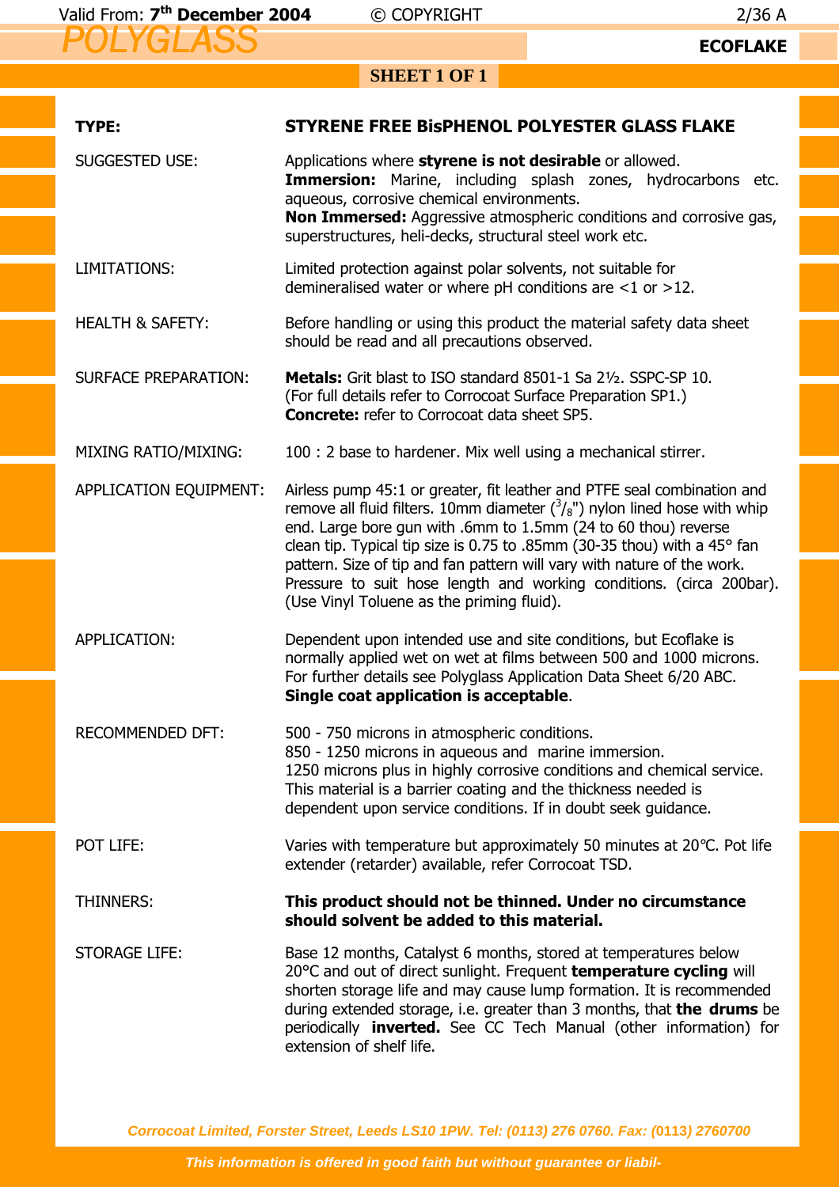Valid From: **7th December 2004** © COPYRIGHT 2/36 A

# POLYGLASS

**ECOFLAKE**

**SHEET 1 OF 1**

| | |
|---|---|
| **TYPE:** | **STYRENE FREE BisPHENOL POLYESTER GLASS FLAKE** |
| SUGGESTED USE: | Applications where **styrene is not desirable** or allowed.<br>**Immersion:** Marine, including splash zones, hydrocarbons etc. aqueous, corrosive chemical environments.<br>**Non Immersed:** Aggressive atmospheric conditions and corrosive gas, superstructures, heli-decks, structural steel work etc. |
| LIMITATIONS: | Limited protection against polar solvents, not suitable for demineralised water or where pH conditions are <1 or >12. |
| HEALTH & SAFETY: | Before handling or using this product the material safety data sheet should be read and all precautions observed. |
| SURFACE PREPARATION: | **Metals:** Grit blast to ISO standard 8501-1 Sa 2½. SSPC-SP 10. (For full details refer to Corrocoat Surface Preparation SP1.)<br>**Concrete:** refer to Corrocoat data sheet SP5. |
| MIXING RATIO/MIXING: | 100 : 2 base to hardener. Mix well using a mechanical stirrer. |
| APPLICATION EQUIPMENT: | Airless pump 45:1 or greater, fit leather and PTFE seal combination and remove all fluid filters. 10mm diameter ($^3/_8$") nylon lined hose with whip end. Large bore gun with .6mm to 1.5mm (24 to 60 thou) reverse clean tip. Typical tip size is 0.75 to .85mm (30-35 thou) with a 45° fan pattern. Size of tip and fan pattern will vary with nature of the work. Pressure to suit hose length and working conditions. (circa 200bar). (Use Vinyl Toluene as the priming fluid). |
| APPLICATION: | Dependent upon intended use and site conditions, but Ecoflake is normally applied wet on wet at films between 500 and 1000 microns. For further details see Polyglass Application Data Sheet 6/20 ABC.<br>**Single coat application is acceptable**. |
| RECOMMENDED DFT: | 500 - 750 microns in atmospheric conditions.<br>850 - 1250 microns in aqueous and marine immersion.<br>1250 microns plus in highly corrosive conditions and chemical service. This material is a barrier coating and the thickness needed is dependent upon service conditions. If in doubt seek guidance. |
| POT LIFE: | Varies with temperature but approximately 50 minutes at 20°C. Pot life extender (retarder) available, refer Corrocoat TSD. |
| THINNERS: | **This product should not be thinned. Under no circumstance should solvent be added to this material.** |
| STORAGE LIFE: | Base 12 months, Catalyst 6 months, stored at temperatures below 20°C and out of direct sunlight. Frequent **temperature cycling** will shorten storage life and may cause lump formation. It is recommended during extended storage, i.e. greater than 3 months, that **the drums** be periodically **inverted.** See CC Tech Manual (other information) for extension of shelf life. |

*Corrocoat Limited, Forster Street, Leeds LS10 1PW. Tel: (0113) 276 0760. Fax: (0113) 2760700*

*This information is offered in good faith but without guarantee or liabil-*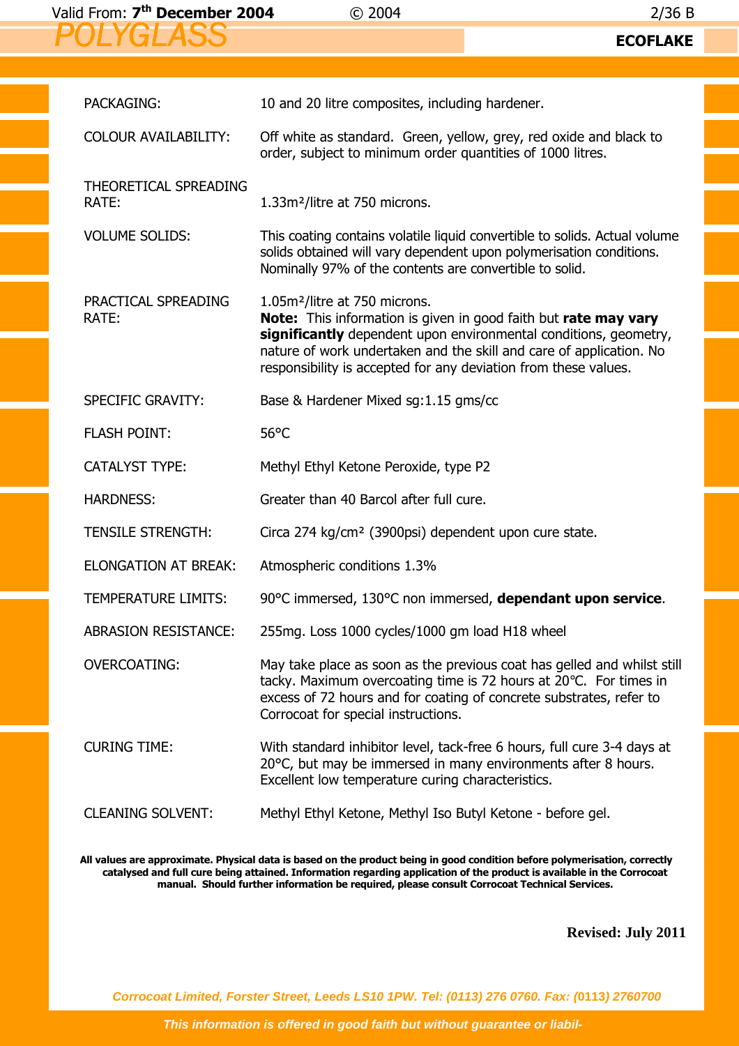| | |
|---|---|
| PACKAGING: | 10 and 20 litre composites, including hardener. |
| COLOUR AVAILABILITY: | Off white as standard. Green, yellow, grey, red oxide and black to order, subject to minimum order quantities of 1000 litres. |
| THEORETICAL SPREADING RATE: | 1.33m²/litre at 750 microns. |
| VOLUME SOLIDS: | This coating contains volatile liquid convertible to solids. Actual volume solids obtained will vary dependent upon polymerisation conditions. Nominally 97% of the contents are convertible to solid. |
| PRACTICAL SPREADING RATE: | 1.05m²/litre at 750 microns. **Note:** This information is given in good faith but **rate may vary significantly** dependent upon environmental conditions, geometry, nature of work undertaken and the skill and care of application. No responsibility is accepted for any deviation from these values. |
| SPECIFIC GRAVITY: | Base & Hardener Mixed sg:1.15 gms/cc |
| FLASH POINT: | 56°C |
| CATALYST TYPE: | Methyl Ethyl Ketone Peroxide, type P2 |
| HARDNESS: | Greater than 40 Barcol after full cure. |
| TENSILE STRENGTH: | Circa 274 kg/cm² (3900psi) dependent upon cure state. |
| ELONGATION AT BREAK: | Atmospheric conditions 1.3% |
| TEMPERATURE LIMITS: | 90°C immersed, 130°C non immersed, **dependant upon service**. |
| ABRASION RESISTANCE: | 255mg. Loss 1000 cycles/1000 gm load H18 wheel |
| OVERCOATING: | May take place as soon as the previous coat has gelled and whilst still tacky. Maximum overcoating time is 72 hours at 20°C. For times in excess of 72 hours and for coating of concrete substrates, refer to Corrocoat for special instructions. |
| CURING TIME: | With standard inhibitor level, tack-free 6 hours, full cure 3-4 days at 20°C, but may be immersed in many environments after 8 hours. Excellent low temperature curing characteristics. |
| CLEANING SOLVENT: | Methyl Ethyl Ketone, Methyl Iso Butyl Ketone - before gel. |

**All values are approximate. Physical data is based on the product being in good condition before polymerisation, correctly catalysed and full cure being attained. Information regarding application of the product is available in the Corrocoat manual. Should further information be required, please consult Corrocoat Technical Services.**

**Revised: July 2011**

*Corrocoat Limited, Forster Street, Leeds LS10 1PW. Tel: (0113) 276 0760. Fax: (0113) 2760700*

*This information is offered in good faith but without guarantee or liabil-*